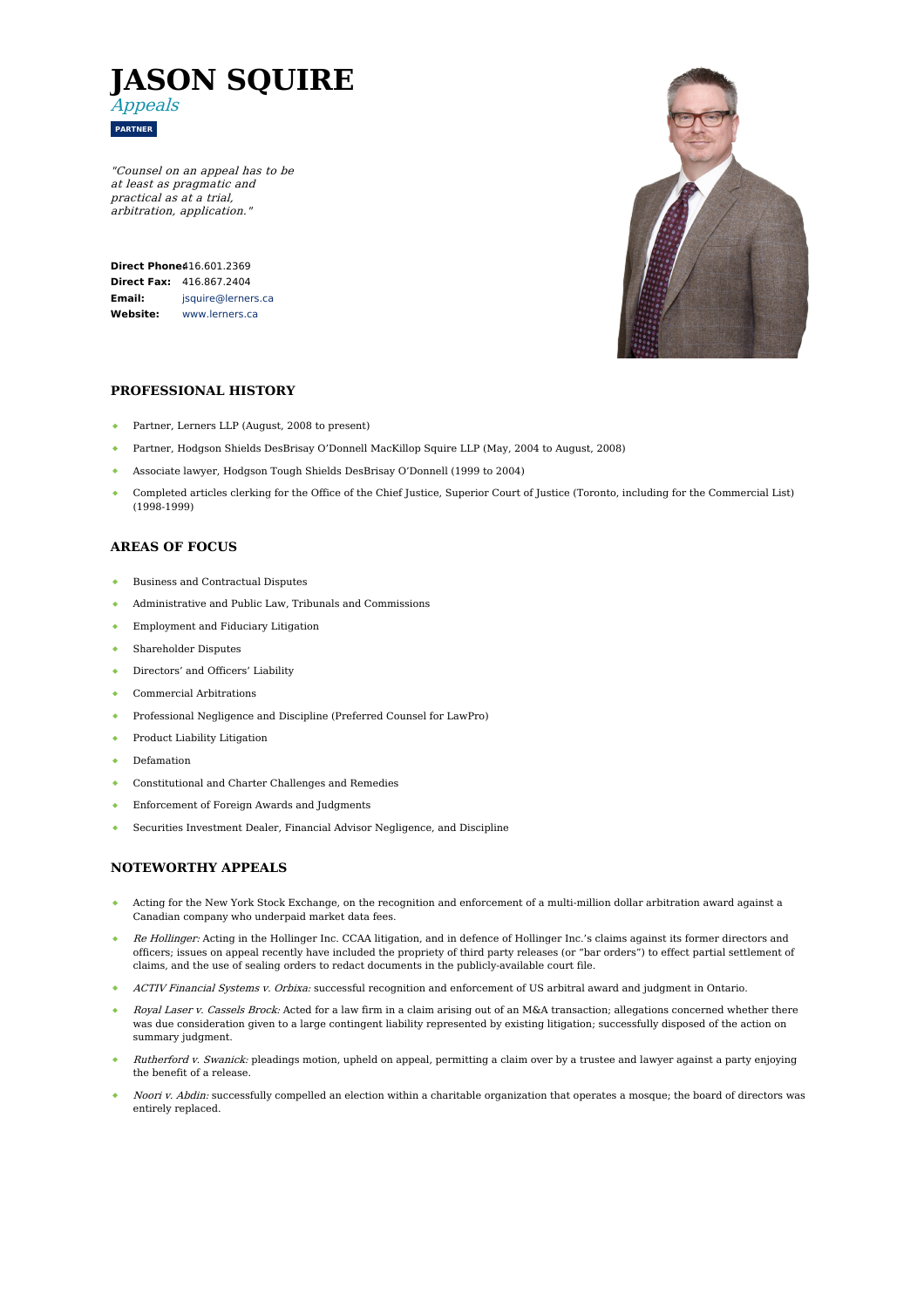# JASON SQUIRE

*Appeals*

**PARTNER**

*"Counsel on an appeal has to be at least as pragmatic and practical as at a trial, arbitration, application."*

| | |
|---|---|
| **Direct Phone:** | 416.601.2369 |
| **Direct Fax:** | 416.867.2404 |
| **Email:** | jsquire@lerners.ca |
| **Website:** | www.lerners.ca |

## PROFESSIONAL HISTORY

- Partner, Lerners LLP (August, 2008 to present)
- Partner, Hodgson Shields DesBrisay O'Donnell MacKillop Squire LLP (May, 2004 to August, 2008)
- Associate lawyer, Hodgson Tough Shields DesBrisay O'Donnell (1999 to 2004)
- Completed articles clerking for the Office of the Chief Justice, Superior Court of Justice (Toronto, including for the Commercial List) (1998-1999)

## AREAS OF FOCUS

- Business and Contractual Disputes
- Administrative and Public Law, Tribunals and Commissions
- Employment and Fiduciary Litigation
- Shareholder Disputes
- Directors' and Officers' Liability
- Commercial Arbitrations
- Professional Negligence and Discipline (Preferred Counsel for LawPro)
- Product Liability Litigation
- Defamation
- Constitutional and Charter Challenges and Remedies
- Enforcement of Foreign Awards and Judgments
- Securities Investment Dealer, Financial Advisor Negligence, and Discipline

## NOTEWORTHY APPEALS

- Acting for the New York Stock Exchange, on the recognition and enforcement of a multi-million dollar arbitration award against a Canadian company who underpaid market data fees.
- *Re Hollinger:* Acting in the Hollinger Inc. CCAA litigation, and in defence of Hollinger Inc.'s claims against its former directors and officers; issues on appeal recently have included the propriety of third party releases (or "bar orders") to effect partial settlement of claims, and the use of sealing orders to redact documents in the publicly-available court file.
- *ACTIV Financial Systems v. Orbixa:* successful recognition and enforcement of US arbitral award and judgment in Ontario.
- *Royal Laser v. Cassels Brock:* Acted for a law firm in a claim arising out of an M&A transaction; allegations concerned whether there was due consideration given to a large contingent liability represented by existing litigation; successfully disposed of the action on summary judgment.
- *Rutherford v. Swanick:* pleadings motion, upheld on appeal, permitting a claim over by a trustee and lawyer against a party enjoying the benefit of a release.
- *Noori v. Abdin:* successfully compelled an election within a charitable organization that operates a mosque; the board of directors was entirely replaced.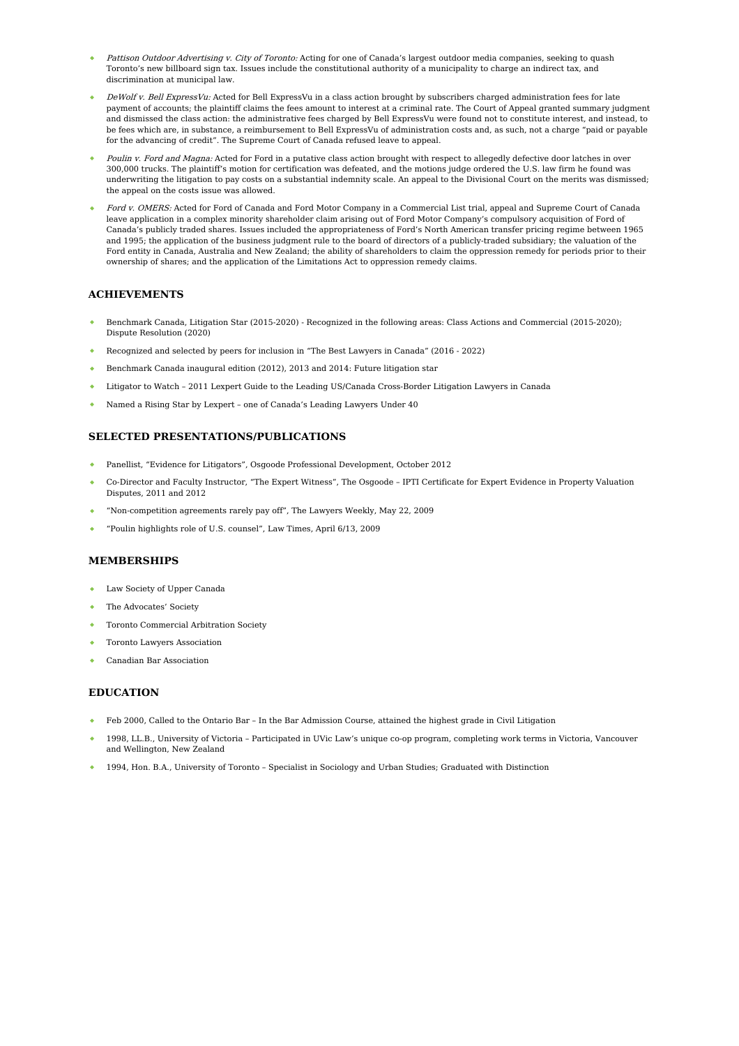- *Pattison Outdoor Advertising v. City of Toronto:* Acting for one of Canada's largest outdoor media companies, seeking to quash Toronto's new billboard sign tax. Issues include the constitutional authority of a municipality to charge an indirect tax, and discrimination at municipal law.
- *DeWolf v. Bell ExpressVu:* Acted for Bell ExpressVu in a class action brought by subscribers charged administration fees for late payment of accounts; the plaintiff claims the fees amount to interest at a criminal rate. The Court of Appeal granted summary judgment and dismissed the class action: the administrative fees charged by Bell ExpressVu were found not to constitute interest, and instead, to be fees which are, in substance, a reimbursement to Bell ExpressVu of administration costs and, as such, not a charge "paid or payable for the advancing of credit". The Supreme Court of Canada refused leave to appeal.
- *Poulin v. Ford and Magna:* Acted for Ford in a putative class action brought with respect to allegedly defective door latches in over 300,000 trucks. The plaintiff's motion for certification was defeated, and the motions judge ordered the U.S. law firm he found was underwriting the litigation to pay costs on a substantial indemnity scale. An appeal to the Divisional Court on the merits was dismissed; the appeal on the costs issue was allowed.
- *Ford v. OMERS:* Acted for Ford of Canada and Ford Motor Company in a Commercial List trial, appeal and Supreme Court of Canada leave application in a complex minority shareholder claim arising out of Ford Motor Company's compulsory acquisition of Ford of Canada's publicly traded shares. Issues included the appropriateness of Ford's North American transfer pricing regime between 1965 and 1995; the application of the business judgment rule to the board of directors of a publicly-traded subsidiary; the valuation of the Ford entity in Canada, Australia and New Zealand; the ability of shareholders to claim the oppression remedy for periods prior to their ownership of shares; and the application of the Limitations Act to oppression remedy claims.

## ACHIEVEMENTS

- Benchmark Canada, Litigation Star (2015-2020) - Recognized in the following areas: Class Actions and Commercial (2015-2020); Dispute Resolution (2020)
- Recognized and selected by peers for inclusion in "The Best Lawyers in Canada" (2016 - 2022)
- Benchmark Canada inaugural edition (2012), 2013 and 2014: Future litigation star
- Litigator to Watch – 2011 Lexpert Guide to the Leading US/Canada Cross-Border Litigation Lawyers in Canada
- Named a Rising Star by Lexpert – one of Canada's Leading Lawyers Under 40

## SELECTED PRESENTATIONS/PUBLICATIONS

- Panellist, "Evidence for Litigators", Osgoode Professional Development, October 2012
- Co-Director and Faculty Instructor, "The Expert Witness", The Osgoode – IPTI Certificate for Expert Evidence in Property Valuation Disputes, 2011 and 2012
- "Non-competition agreements rarely pay off", The Lawyers Weekly, May 22, 2009
- "Poulin highlights role of U.S. counsel", Law Times, April 6/13, 2009

## MEMBERSHIPS

- Law Society of Upper Canada
- The Advocates' Society
- Toronto Commercial Arbitration Society
- Toronto Lawyers Association
- Canadian Bar Association

## EDUCATION

- Feb 2000, Called to the Ontario Bar – In the Bar Admission Course, attained the highest grade in Civil Litigation
- 1998, LL.B., University of Victoria – Participated in UVic Law's unique co-op program, completing work terms in Victoria, Vancouver and Wellington, New Zealand
- 1994, Hon. B.A., University of Toronto – Specialist in Sociology and Urban Studies; Graduated with Distinction